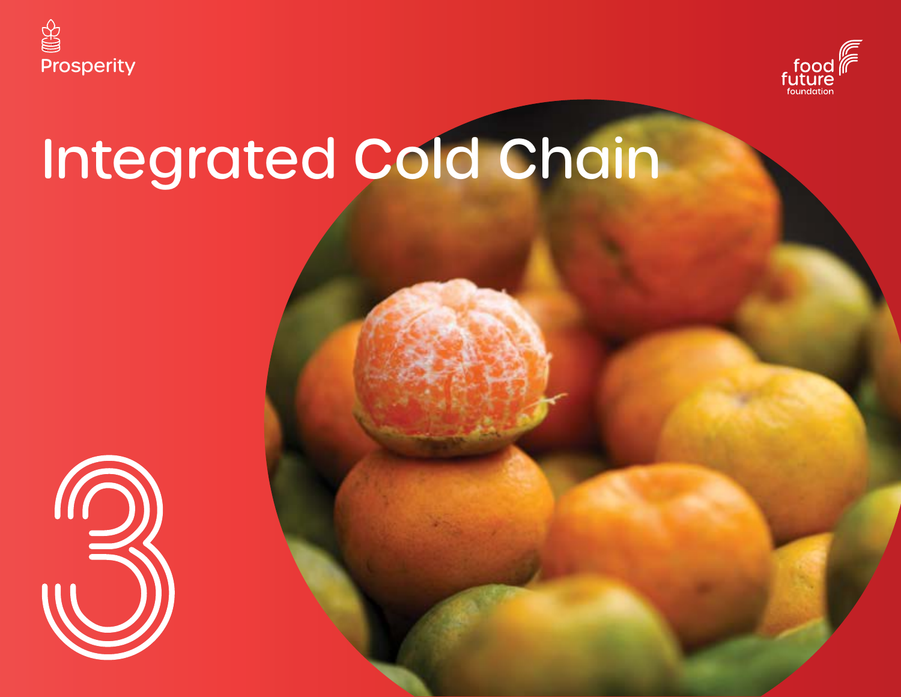Prosperity

food future foundation

# Integrated Cold Chain

3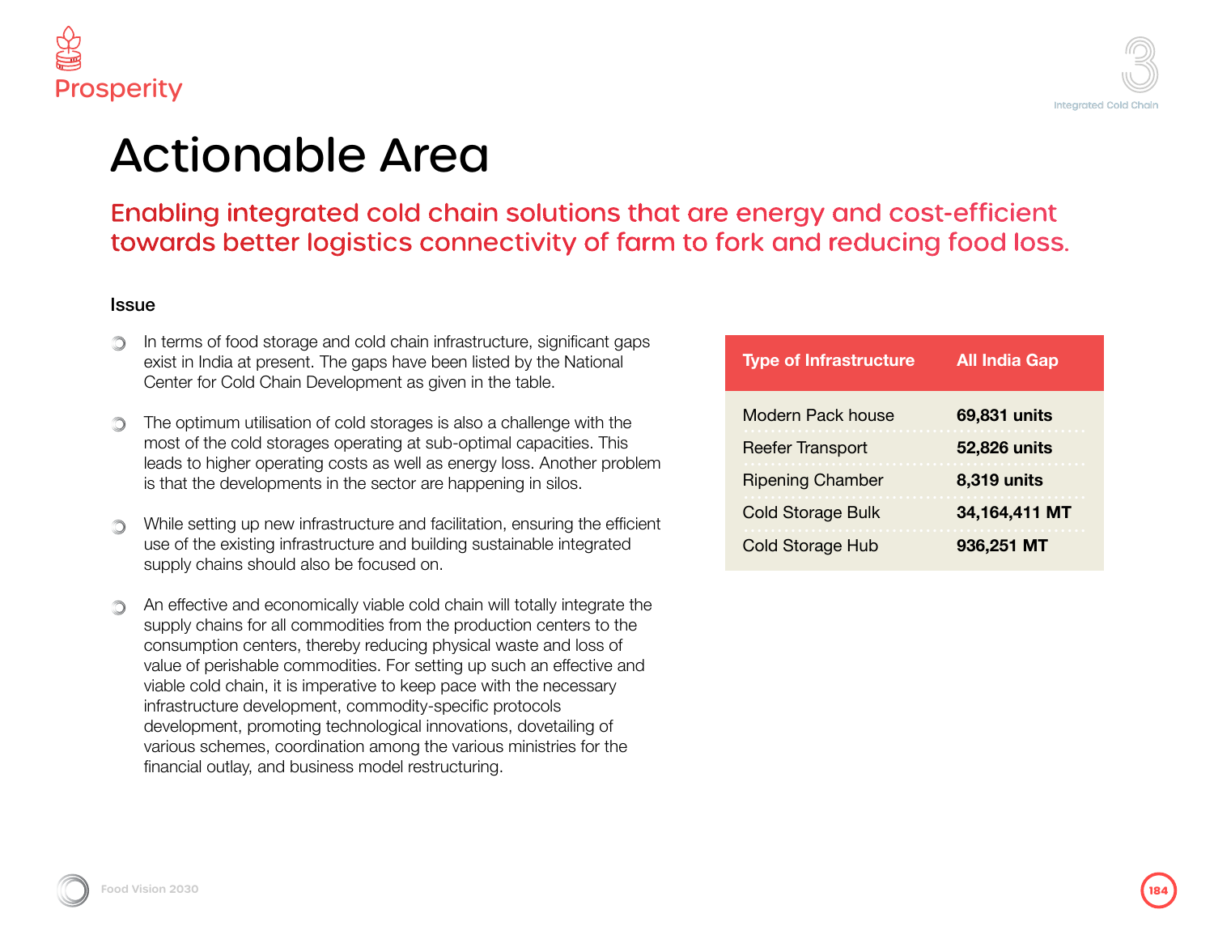# Actionable Area

## Enabling integrated cold chain solutions that are energy and cost-efficient towards better logistics connectivity of farm to fork and reducing food loss.

### Issue

- In terms of food storage and cold chain infrastructure, significant gaps exist in India at present. The gaps have been listed by the National Center for Cold Chain Development as given in the table.
- The optimum utilisation of cold storages is also a challenge with the most of the cold storages operating at sub-optimal capacities. This leads to higher operating costs as well as energy loss. Another problem is that the developments in the sector are happening in silos.
- While setting up new infrastructure and facilitation, ensuring the efficient use of the existing infrastructure and building sustainable integrated supply chains should also be focused on.
- An effective and economically viable cold chain will totally integrate the supply chains for all commodities from the production centers to the consumption centers, thereby reducing physical waste and loss of value of perishable commodities. For setting up such an effective and viable cold chain, it is imperative to keep pace with the necessary infrastructure development, commodity-specific protocols development, promoting technological innovations, dovetailing of various schemes, coordination among the various ministries for the financial outlay, and business model restructuring.

| Type of Infrastructure | All India Gap |
|---|---|
| Modern Pack house | **69,831 units** |
| Reefer Transport | **52,826 units** |
| Ripening Chamber | **8,319 units** |
| Cold Storage Bulk | **34,164,411 MT** |
| Cold Storage Hub | **936,251 MT** |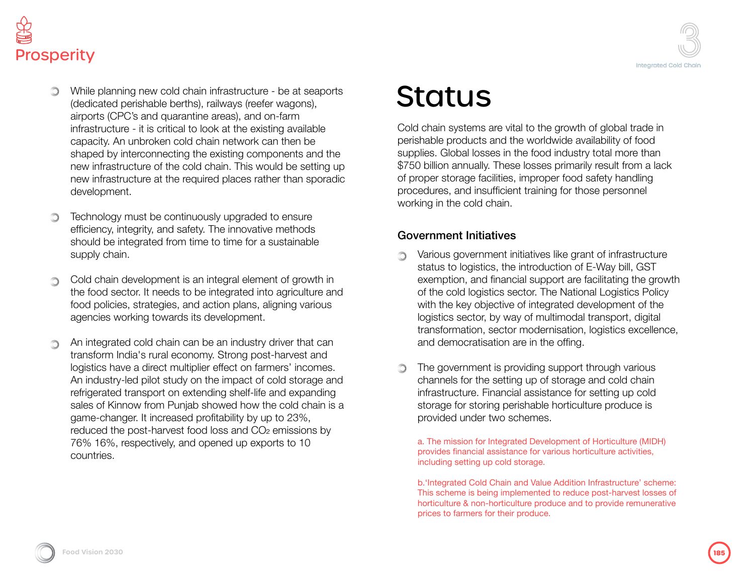- While planning new cold chain infrastructure - be at seaports (dedicated perishable berths), railways (reefer wagons), airports (CPC's and quarantine areas), and on-farm infrastructure - it is critical to look at the existing available capacity. An unbroken cold chain network can then be shaped by interconnecting the existing components and the new infrastructure of the cold chain. This would be setting up new infrastructure at the required places rather than sporadic development.

- Technology must be continuously upgraded to ensure efficiency, integrity, and safety. The innovative methods should be integrated from time to time for a sustainable supply chain.

- Cold chain development is an integral element of growth in the food sector. It needs to be integrated into agriculture and food policies, strategies, and action plans, aligning various agencies working towards its development.

- An integrated cold chain can be an industry driver that can transform India's rural economy. Strong post-harvest and logistics have a direct multiplier effect on farmers' incomes. An industry-led pilot study on the impact of cold storage and refrigerated transport on extending shelf-life and expanding sales of Kinnow from Punjab showed how the cold chain is a game-changer. It increased profitability by up to 23%, reduced the post-harvest food loss and $CO_2$ emissions by 76% 16%, respectively, and opened up exports to 10 countries.

# Status

Cold chain systems are vital to the growth of global trade in perishable products and the worldwide availability of food supplies. Global losses in the food industry total more than $750 billion annually. These losses primarily result from a lack of proper storage facilities, improper food safety handling procedures, and insufficient training for those personnel working in the cold chain.

## Government Initiatives

- Various government initiatives like grant of infrastructure status to logistics, the introduction of E-Way bill, GST exemption, and financial support are facilitating the growth of the cold logistics sector. The National Logistics Policy with the key objective of integrated development of the logistics sector, by way of multimodal transport, digital transformation, sector modernisation, logistics excellence, and democratisation are in the offing.

- The government is providing support through various channels for the setting up of storage and cold chain infrastructure. Financial assistance for setting up cold storage for storing perishable horticulture produce is provided under two schemes.

  a. The mission for Integrated Development of Horticulture (MIDH) provides financial assistance for various horticulture activities, including setting up cold storage.

  b.'Integrated Cold Chain and Value Addition Infrastructure' scheme: This scheme is being implemented to reduce post-harvest losses of horticulture & non-horticulture produce and to provide remunerative prices to farmers for their produce.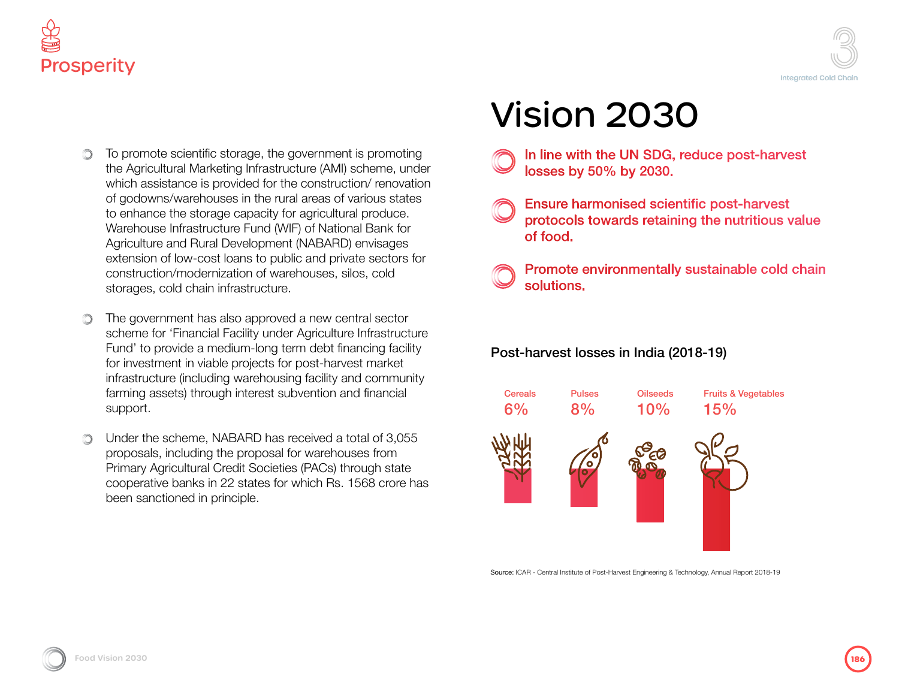- To promote scientific storage, the government is promoting the Agricultural Marketing Infrastructure (AMI) scheme, under which assistance is provided for the construction/ renovation of godowns/warehouses in the rural areas of various states to enhance the storage capacity for agricultural produce. Warehouse Infrastructure Fund (WIF) of National Bank for Agriculture and Rural Development (NABARD) envisages extension of low-cost loans to public and private sectors for construction/modernization of warehouses, silos, cold storages, cold chain infrastructure.

- The government has also approved a new central sector scheme for 'Financial Facility under Agriculture Infrastructure Fund' to provide a medium-long term debt financing facility for investment in viable projects for post-harvest market infrastructure (including warehousing facility and community farming assets) through interest subvention and financial support.

- Under the scheme, NABARD has received a total of 3,055 proposals, including the proposal for warehouses from Primary Agricultural Credit Societies (PACs) through state cooperative banks in 22 states for which Rs. 1568 crore has been sanctioned in principle.

# Vision 2030

- **In line with the UN SDG, reduce post-harvest losses by 50% by 2030.**

- **Ensure harmonised scientific post-harvest protocols towards retaining the nutritious value of food.**

- **Promote environmentally sustainable cold chain solutions.**

## Post-harvest losses in India (2018-19)

| Cereals | Pulses | Oilseeds | Fruits & Vegetables |
| --- | --- | --- | --- |
| 6% | 8% | 10% | 15% |

Source: ICAR - Central Institute of Post-Harvest Engineering & Technology, Annual Report 2018-19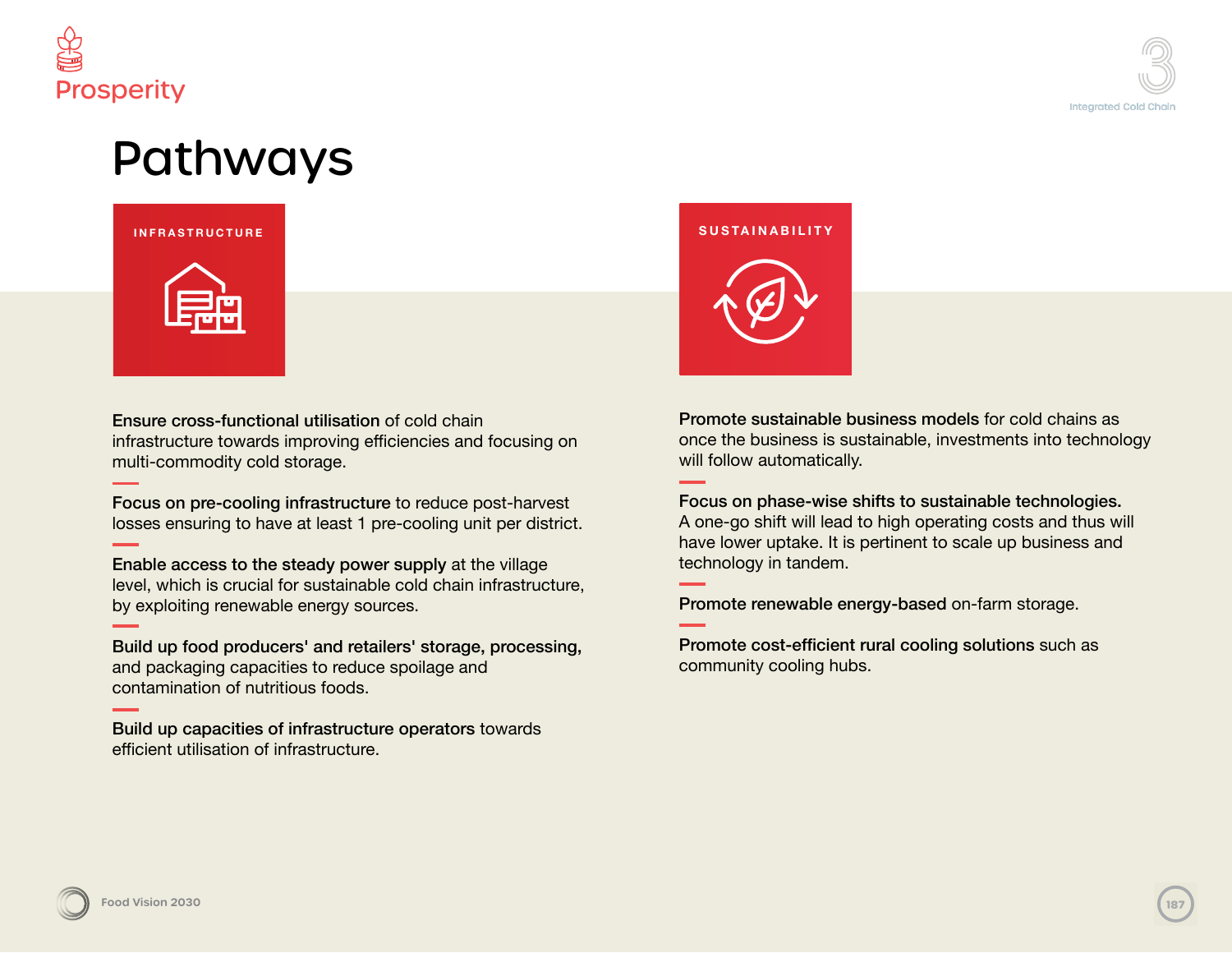# Pathways

## INFRASTRUCTURE

**Ensure cross-functional utilisation** of cold chain infrastructure towards improving efficiencies and focusing on multi-commodity cold storage.

**Focus on pre-cooling infrastructure** to reduce post-harvest losses ensuring to have at least 1 pre-cooling unit per district.

**Enable access to the steady power supply** at the village level, which is crucial for sustainable cold chain infrastructure, by exploiting renewable energy sources.

**Build up food producers' and retailers' storage, processing,** and packaging capacities to reduce spoilage and contamination of nutritious foods.

**Build up capacities of infrastructure operators** towards efficient utilisation of infrastructure.

## SUSTAINABILITY

**Promote sustainable business models** for cold chains as once the business is sustainable, investments into technology will follow automatically.

**Focus on phase-wise shifts to sustainable technologies.** A one-go shift will lead to high operating costs and thus will have lower uptake. It is pertinent to scale up business and technology in tandem.

**Promote renewable energy-based** on-farm storage.

**Promote cost-efficient rural cooling solutions** such as community cooling hubs.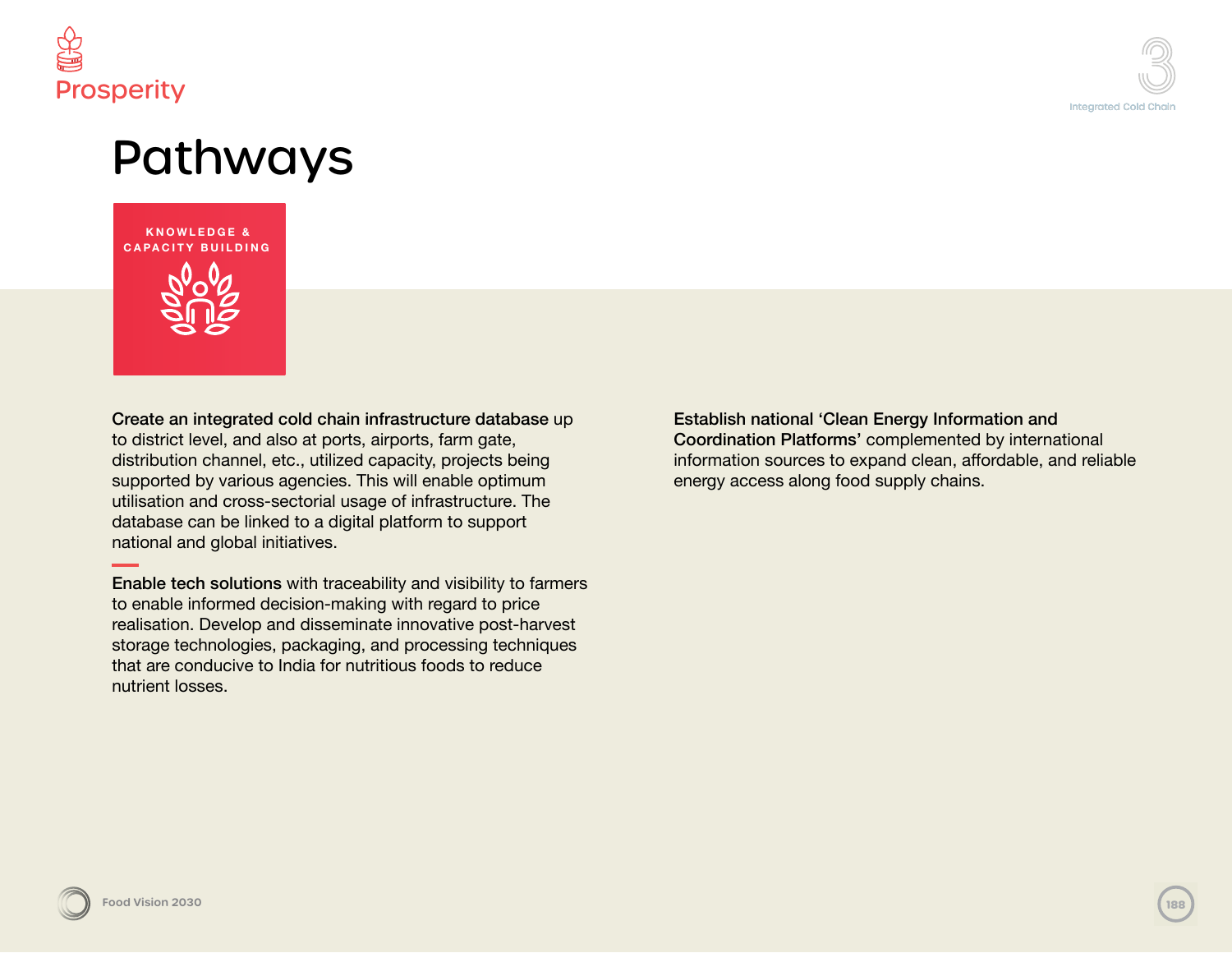Prosperity

# Pathways

KNOWLEDGE & CAPACITY BUILDING

**Create an integrated cold chain infrastructure database** up to district level, and also at ports, airports, farm gate, distribution channel, etc., utilized capacity, projects being supported by various agencies. This will enable optimum utilisation and cross-sectorial usage of infrastructure. The database can be linked to a digital platform to support national and global initiatives.

**Enable tech solutions** with traceability and visibility to farmers to enable informed decision-making with regard to price realisation. Develop and disseminate innovative post-harvest storage technologies, packaging, and processing techniques that are conducive to India for nutritious foods to reduce nutrient losses.

**Establish national 'Clean Energy Information and Coordination Platforms'** complemented by international information sources to expand clean, affordable, and reliable energy access along food supply chains.